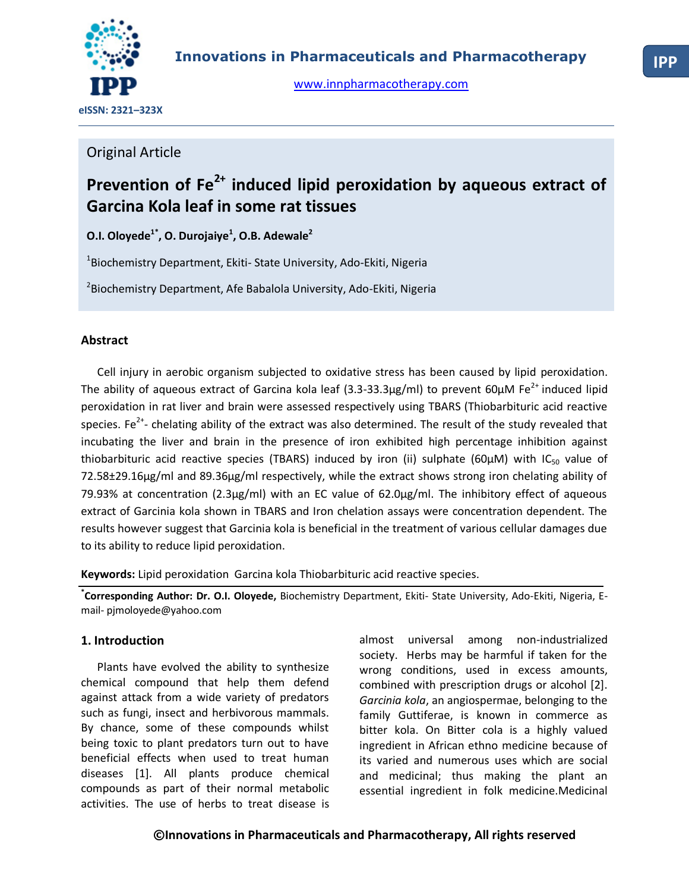Innovations in Pharmaceuticals and Pharmacotherapy

www.innpharmacotherapy.com

eISSN: 2321–323X

Original Article

# Prevention of $Fe^{2+}$ induced lipid peroxidation by aqueous extract of Garcina Kola leaf in some rat tissues

**O.I. Oloyede[1*], O. Durojaiye[1], O.B. Adewale[2]**

[1]Biochemistry Department, Ekiti- State University, Ado-Ekiti, Nigeria

[2]Biochemistry Department, Afe Babalola University, Ado-Ekiti, Nigeria

## Abstract

Cell injury in aerobic organism subjected to oxidative stress has been caused by lipid peroxidation. The ability of aqueous extract of Garcina kola leaf (3.3-33.3µg/ml) to prevent 60µM $Fe^{2+}$ induced lipid peroxidation in rat liver and brain were assessed respectively using TBARS (Thiobarbituric acid reactive species. $Fe^{2+}$- chelating ability of the extract was also determined. The result of the study revealed that incubating the liver and brain in the presence of iron exhibited high percentage inhibition against thiobarbituric acid reactive species (TBARS) induced by iron (ii) sulphate (60µM) with $IC_{50}$ value of 72.58±29.16µg/ml and 89.36µg/ml respectively, while the extract shows strong iron chelating ability of 79.93% at concentration (2.3µg/ml) with an EC value of 62.0µg/ml. The inhibitory effect of aqueous extract of Garcinia kola shown in TBARS and Iron chelation assays were concentration dependent. The results however suggest that Garcinia kola is beneficial in the treatment of various cellular damages due to its ability to reduce lipid peroxidation.

**Keywords:** Lipid peroxidation Garcina kola Thiobarbituric acid reactive species.

**[*]Corresponding Author: Dr. O.I. Oloyede,** Biochemistry Department, Ekiti- State University, Ado-Ekiti, Nigeria, E-mail- pjmoloyede@yahoo.com

## 1. Introduction

Plants have evolved the ability to synthesize chemical compound that help them defend against attack from a wide variety of predators such as fungi, insect and herbivorous mammals. By chance, some of these compounds whilst being toxic to plant predators turn out to have beneficial effects when used to treat human diseases [1]. All plants produce chemical compounds as part of their normal metabolic activities. The use of herbs to treat disease is almost universal among non-industrialized society. Herbs may be harmful if taken for the wrong conditions, used in excess amounts, combined with prescription drugs or alcohol [2]. *Garcinia kola*, an angiospermae, belonging to the family Guttiferae, is known in commerce as bitter kola. On Bitter cola is a highly valued ingredient in African ethno medicine because of its varied and numerous uses which are social and medicinal; thus making the plant an essential ingredient in folk medicine.Medicinal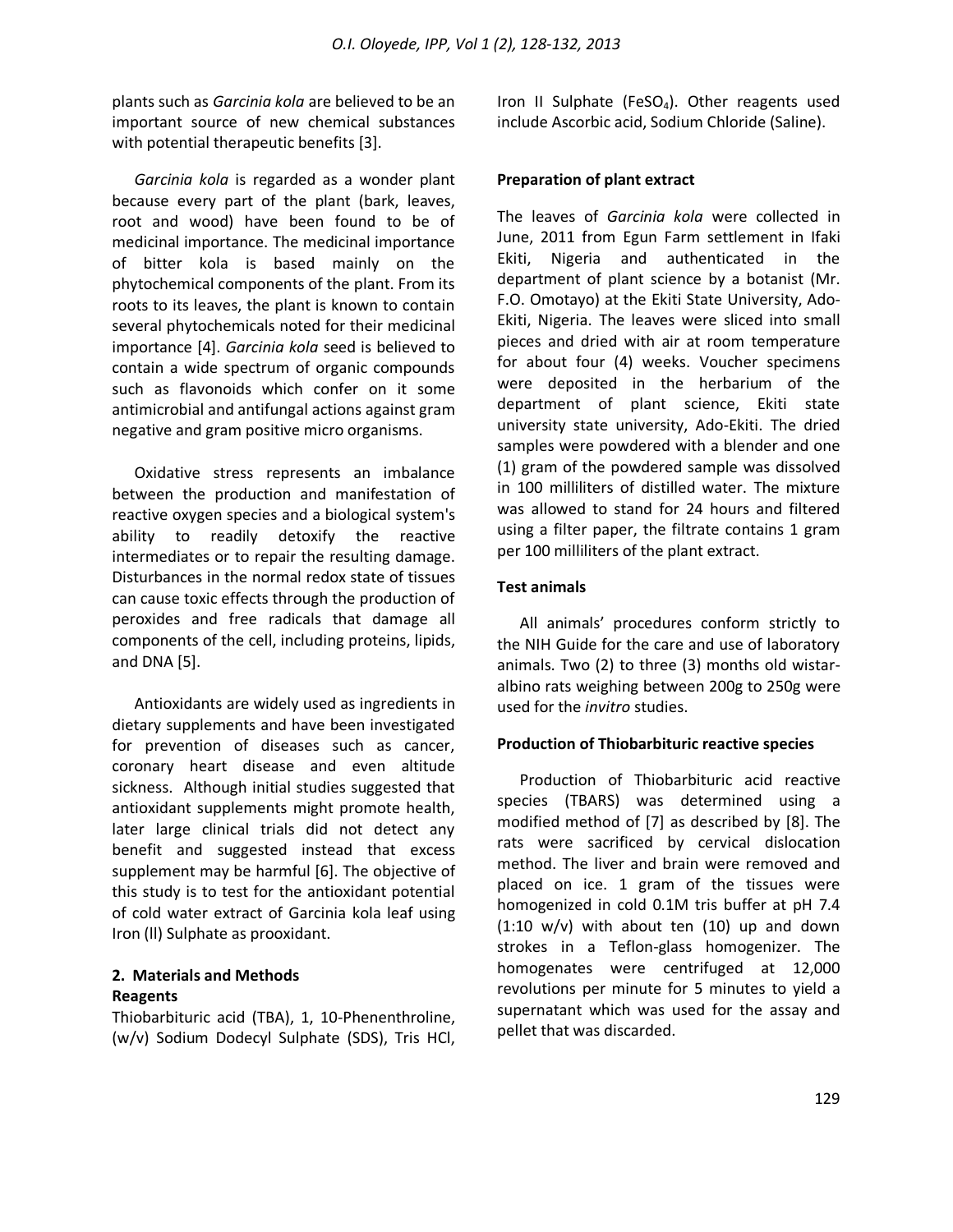plants such as *Garcinia kola* are believed to be an important source of new chemical substances with potential therapeutic benefits [3].

*Garcinia kola* is regarded as a wonder plant because every part of the plant (bark, leaves, root and wood) have been found to be of medicinal importance. The medicinal importance of bitter kola is based mainly on the phytochemical components of the plant. From its roots to its leaves, the plant is known to contain several phytochemicals noted for their medicinal importance [4]. *Garcinia kola* seed is believed to contain a wide spectrum of organic compounds such as flavonoids which confer on it some antimicrobial and antifungal actions against gram negative and gram positive micro organisms.

Oxidative stress represents an imbalance between the production and manifestation of reactive oxygen species and a biological system's ability to readily detoxify the reactive intermediates or to repair the resulting damage. Disturbances in the normal redox state of tissues can cause toxic effects through the production of peroxides and free radicals that damage all components of the cell, including proteins, lipids, and DNA [5].

Antioxidants are widely used as ingredients in dietary supplements and have been investigated for prevention of diseases such as cancer, coronary heart disease and even altitude sickness. Although initial studies suggested that antioxidant supplements might promote health, later large clinical trials did not detect any benefit and suggested instead that excess supplement may be harmful [6]. The objective of this study is to test for the antioxidant potential of cold water extract of Garcinia kola leaf using Iron (ll) Sulphate as prooxidant.

## 2. Materials and Methods

### Reagents

Thiobarbituric acid (TBA), 1, 10-Phenenthroline, (w/v) Sodium Dodecyl Sulphate (SDS), Tris HCl, Iron II Sulphate ($FeSO_4$). Other reagents used include Ascorbic acid, Sodium Chloride (Saline).

### Preparation of plant extract

The leaves of *Garcinia kola* were collected in June, 2011 from Egun Farm settlement in Ifaki Ekiti, Nigeria and authenticated in the department of plant science by a botanist (Mr. F.O. Omotayo) at the Ekiti State University, Ado-Ekiti, Nigeria. The leaves were sliced into small pieces and dried with air at room temperature for about four (4) weeks. Voucher specimens were deposited in the herbarium of the department of plant science, Ekiti state university state university, Ado-Ekiti. The dried samples were powdered with a blender and one (1) gram of the powdered sample was dissolved in 100 milliliters of distilled water. The mixture was allowed to stand for 24 hours and filtered using a filter paper, the filtrate contains 1 gram per 100 milliliters of the plant extract.

### Test animals

All animals' procedures conform strictly to the NIH Guide for the care and use of laboratory animals. Two (2) to three (3) months old wistar-albino rats weighing between 200g to 250g were used for the *invitro* studies.

### Production of Thiobarbituric reactive species

Production of Thiobarbituric acid reactive species (TBARS) was determined using a modified method of [7] as described by [8]. The rats were sacrificed by cervical dislocation method. The liver and brain were removed and placed on ice. 1 gram of the tissues were homogenized in cold 0.1M tris buffer at pH 7.4 (1:10 w/v) with about ten (10) up and down strokes in a Teflon-glass homogenizer. The homogenates were centrifuged at 12,000 revolutions per minute for 5 minutes to yield a supernatant which was used for the assay and pellet that was discarded.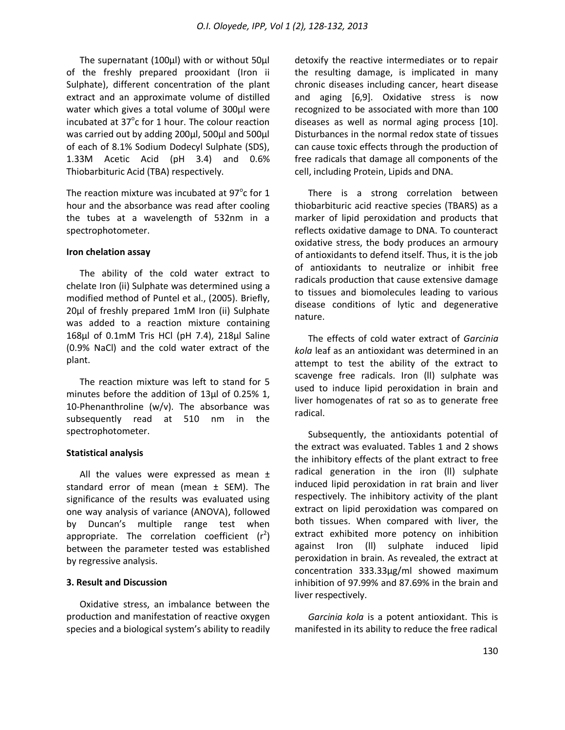The supernatant (100µl) with or without 50µl of the freshly prepared prooxidant (Iron ii Sulphate), different concentration of the plant extract and an approximate volume of distilled water which gives a total volume of 300µl were incubated at 37°c for 1 hour. The colour reaction was carried out by adding 200µl, 500µl and 500µl of each of 8.1% Sodium Dodecyl Sulphate (SDS), 1.33M Acetic Acid (pH 3.4) and 0.6% Thiobarbituric Acid (TBA) respectively.

The reaction mixture was incubated at 97°c for 1 hour and the absorbance was read after cooling the tubes at a wavelength of 532nm in a spectrophotometer.

**Iron chelation assay**

The ability of the cold water extract to chelate Iron (ii) Sulphate was determined using a modified method of Puntel et al., (2005). Briefly, 20µl of freshly prepared 1mM Iron (ii) Sulphate was added to a reaction mixture containing 168µl of 0.1mM Tris HCl (pH 7.4), 218µl Saline (0.9% NaCl) and the cold water extract of the plant.

The reaction mixture was left to stand for 5 minutes before the addition of 13µl of 0.25% 1, 10-Phenanthroline (w/v). The absorbance was subsequently read at 510 nm in the spectrophotometer.

**Statistical analysis**

All the values were expressed as mean ± standard error of mean (mean ± SEM). The significance of the results was evaluated using one way analysis of variance (ANOVA), followed by Duncan's multiple range test when appropriate. The correlation coefficient ($r^2$) between the parameter tested was established by regressive analysis.

## 3. Result and Discussion

Oxidative stress, an imbalance between the production and manifestation of reactive oxygen species and a biological system's ability to readily detoxify the reactive intermediates or to repair the resulting damage, is implicated in many chronic diseases including cancer, heart disease and aging [6,9]. Oxidative stress is now recognized to be associated with more than 100 diseases as well as normal aging process [10]. Disturbances in the normal redox state of tissues can cause toxic effects through the production of free radicals that damage all components of the cell, including Protein, Lipids and DNA.

There is a strong correlation between thiobarbituric acid reactive species (TBARS) as a marker of lipid peroxidation and products that reflects oxidative damage to DNA. To counteract oxidative stress, the body produces an armoury of antioxidants to defend itself. Thus, it is the job of antioxidants to neutralize or inhibit free radicals production that cause extensive damage to tissues and biomolecules leading to various disease conditions of lytic and degenerative nature.

The effects of cold water extract of *Garcinia kola* leaf as an antioxidant was determined in an attempt to test the ability of the extract to scavenge free radicals. Iron (ll) sulphate was used to induce lipid peroxidation in brain and liver homogenates of rat so as to generate free radical.

Subsequently, the antioxidants potential of the extract was evaluated. Tables 1 and 2 shows the inhibitory effects of the plant extract to free radical generation in the iron (ll) sulphate induced lipid peroxidation in rat brain and liver respectively. The inhibitory activity of the plant extract on lipid peroxidation was compared on both tissues. When compared with liver, the extract exhibited more potency on inhibition against Iron (ll) sulphate induced lipid peroxidation in brain. As revealed, the extract at concentration 333.33µg/ml showed maximum inhibition of 97.99% and 87.69% in the brain and liver respectively.

*Garcinia kola* is a potent antioxidant. This is manifested in its ability to reduce the free radical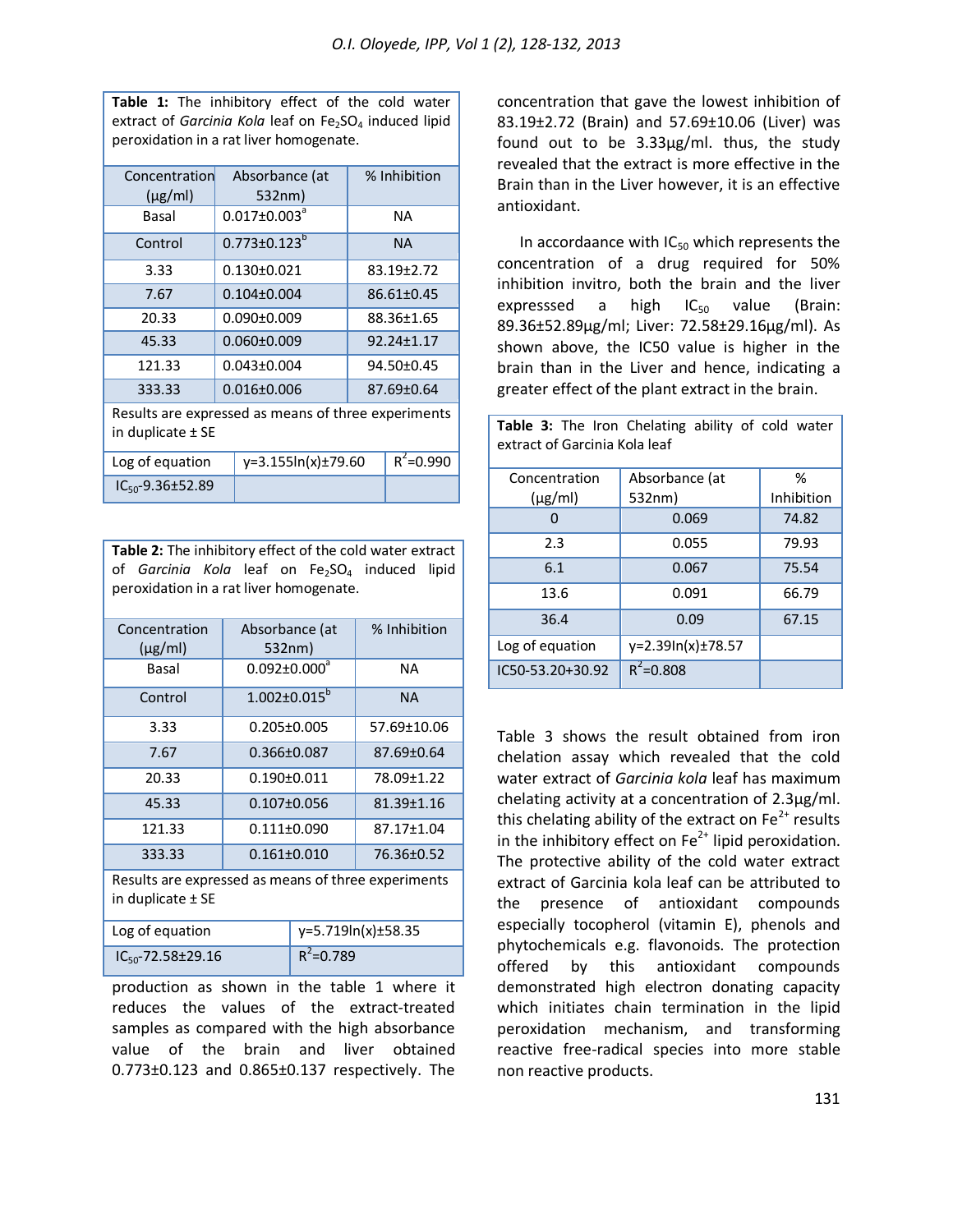**Table 1:** The inhibitory effect of the cold water extract of *Garcinia Kola* leaf on $Fe_2SO_4$ induced lipid peroxidation in a rat liver homogenate.

| Concentration (µg/ml) | Absorbance (at 532nm) | % Inhibition |
|---|---|---|
| Basal | $0.017±0.003^a$ | NA |
| Control | $0.773±0.123^b$ | NA |
| 3.33 | 0.130±0.021 | 83.19±2.72 |
| 7.67 | 0.104±0.004 | 86.61±0.45 |
| 20.33 | 0.090±0.009 | 88.36±1.65 |
| 45.33 | 0.060±0.009 | 92.24±1.17 |
| 121.33 | 0.043±0.004 | 94.50±0.45 |
| 333.33 | 0.016±0.006 | 87.69±0.64 |
| Results are expressed as means of three experiments in duplicate ± SE | | |
| Log of equation | y=3.155ln(x)±79.60 | $R^2$=0.990 |
| $IC_{50}$-9.36±52.89 | | |

**Table 2:** The inhibitory effect of the cold water extract of *Garcinia Kola* leaf on $Fe_2SO_4$ induced lipid peroxidation in a rat liver homogenate.

| Concentration (µg/ml) | Absorbance (at 532nm) | % Inhibition |
|---|---|---|
| Basal | $0.092±0.000^a$ | NA |
| Control | $1.002±0.015^b$ | NA |
| 3.33 | 0.205±0.005 | 57.69±10.06 |
| 7.67 | 0.366±0.087 | 87.69±0.64 |
| 20.33 | 0.190±0.011 | 78.09±1.22 |
| 45.33 | 0.107±0.056 | 81.39±1.16 |
| 121.33 | 0.111±0.090 | 87.17±1.04 |
| 333.33 | 0.161±0.010 | 76.36±0.52 |
| Results are expressed as means of three experiments in duplicate ± SE | | |
| Log of equation | y=5.719ln(x)±58.35 | |
| $IC_{50}$-72.58±29.16 | $R^2$=0.789 | |

production as shown in the table 1 where it reduces the values of the extract-treated samples as compared with the high absorbance value of the brain and liver obtained 0.773±0.123 and 0.865±0.137 respectively. The concentration that gave the lowest inhibition of 83.19±2.72 (Brain) and 57.69±10.06 (Liver) was found out to be 3.33µg/ml. thus, the study revealed that the extract is more effective in the Brain than in the Liver however, it is an effective antioxidant.

In accordaance with $IC_{50}$ which represents the concentration of a drug required for 50% inhibition invitro, both the brain and the liver expresssed a high $IC_{50}$ value (Brain: 89.36±52.89µg/ml; Liver: 72.58±29.16µg/ml). As shown above, the IC50 value is higher in the brain than in the Liver and hence, indicating a greater effect of the plant extract in the brain.

**Table 3:** The Iron Chelating ability of cold water extract of Garcinia Kola leaf

| Concentration (µg/ml) | Absorbance (at 532nm) | % Inhibition |
|---|---|---|
| 0 | 0.069 | 74.82 |
| 2.3 | 0.055 | 79.93 |
| 6.1 | 0.067 | 75.54 |
| 13.6 | 0.091 | 66.79 |
| 36.4 | 0.09 | 67.15 |
| Log of equation | y=2.39ln(x)±78.57 | |
| IC50-53.20+30.92 | $R^2$=0.808 | |

Table 3 shows the result obtained from iron chelation assay which revealed that the cold water extract of *Garcinia kola* leaf has maximum chelating activity at a concentration of 2.3µg/ml. this chelating ability of the extract on $Fe^{2+}$ results in the inhibitory effect on $Fe^{2+}$ lipid peroxidation. The protective ability of the cold water extract extract of Garcinia kola leaf can be attributed to the presence of antioxidant compounds especially tocopherol (vitamin E), phenols and phytochemicals e.g. flavonoids. The protection offered by this antioxidant compounds demonstrated high electron donating capacity which initiates chain termination in the lipid peroxidation mechanism, and transforming reactive free-radical species into more stable non reactive products.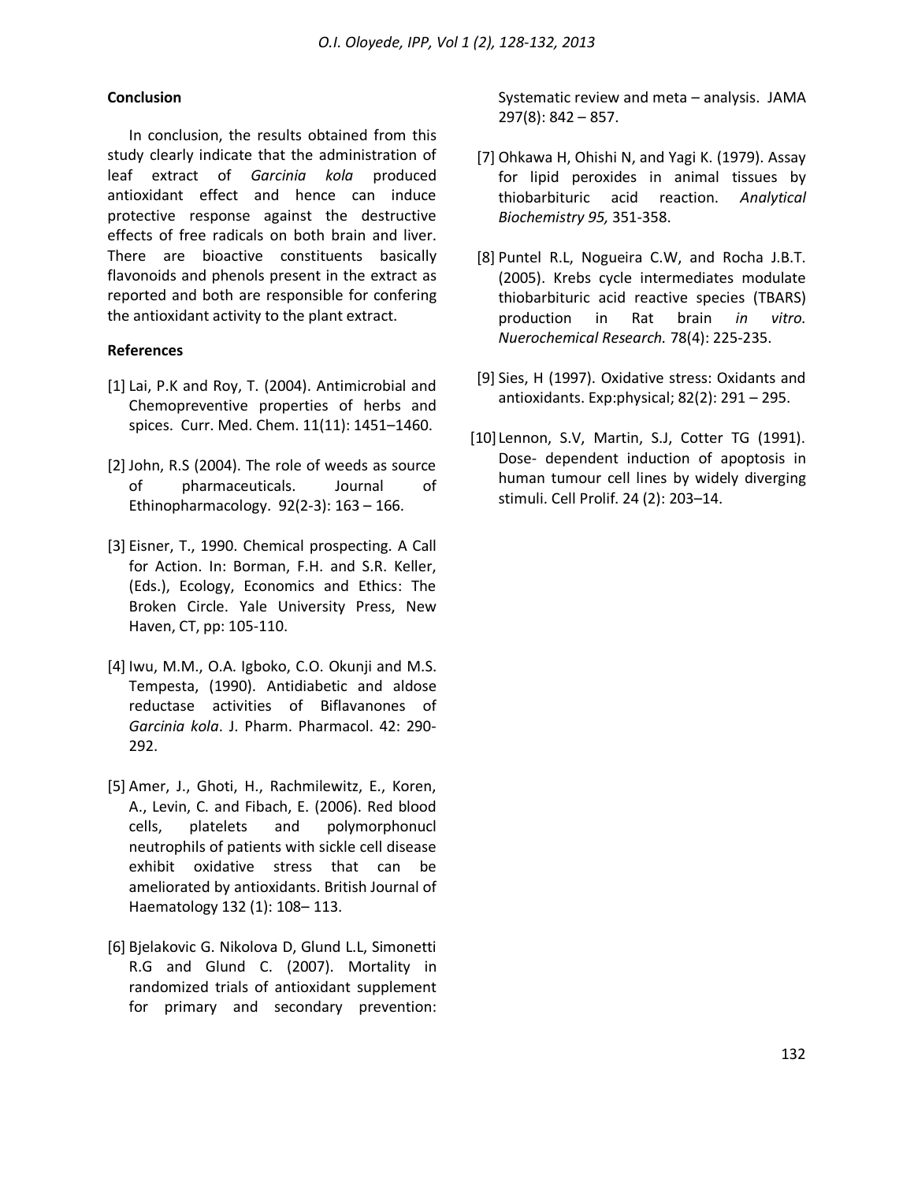## Conclusion

In conclusion, the results obtained from this study clearly indicate that the administration of leaf extract of *Garcinia kola* produced antioxidant effect and hence can induce protective response against the destructive effects of free radicals on both brain and liver. There are bioactive constituents basically flavonoids and phenols present in the extract as reported and both are responsible for confering the antioxidant activity to the plant extract.

## References

[1] Lai, P.K and Roy, T. (2004). Antimicrobial and Chemopreventive properties of herbs and spices. Curr. Med. Chem. 11(11): 1451–1460.

[2] John, R.S (2004). The role of weeds as source of pharmaceuticals. Journal of Ethinopharmacology. 92(2-3): 163 – 166.

[3] Eisner, T., 1990. Chemical prospecting. A Call for Action. In: Borman, F.H. and S.R. Keller, (Eds.), Ecology, Economics and Ethics: The Broken Circle. Yale University Press, New Haven, CT, pp: 105-110.

[4] Iwu, M.M., O.A. Igboko, C.O. Okunji and M.S. Tempesta, (1990). Antidiabetic and aldose reductase activities of Biflavanones of *Garcinia kola*. J. Pharm. Pharmacol. 42: 290-292.

[5] Amer, J., Ghoti, H., Rachmilewitz, E., Koren, A., Levin, C. and Fibach, E. (2006). Red blood cells, platelets and polymorphonucl neutrophils of patients with sickle cell disease exhibit oxidative stress that can be ameliorated by antioxidants. British Journal of Haematology 132 (1): 108– 113.

[6] Bjelakovic G. Nikolova D, Glund L.L, Simonetti R.G and Glund C. (2007). Mortality in randomized trials of antioxidant supplement for primary and secondary prevention: Systematic review and meta – analysis. JAMA 297(8): 842 – 857.

[7] Ohkawa H, Ohishi N, and Yagi K. (1979). Assay for lipid peroxides in animal tissues by thiobarbituric acid reaction. *Analytical Biochemistry 95,* 351-358.

[8] Puntel R.L, Nogueira C.W, and Rocha J.B.T. (2005). Krebs cycle intermediates modulate thiobarbituric acid reactive species (TBARS) production in Rat brain *in vitro. Nuerochemical Research.* 78(4): 225-235.

[9] Sies, H (1997). Oxidative stress: Oxidants and antioxidants. Exp:physical; 82(2): 291 – 295.

[10] Lennon, S.V, Martin, S.J, Cotter TG (1991). Dose- dependent induction of apoptosis in human tumour cell lines by widely diverging stimuli. Cell Prolif. 24 (2): 203–14.